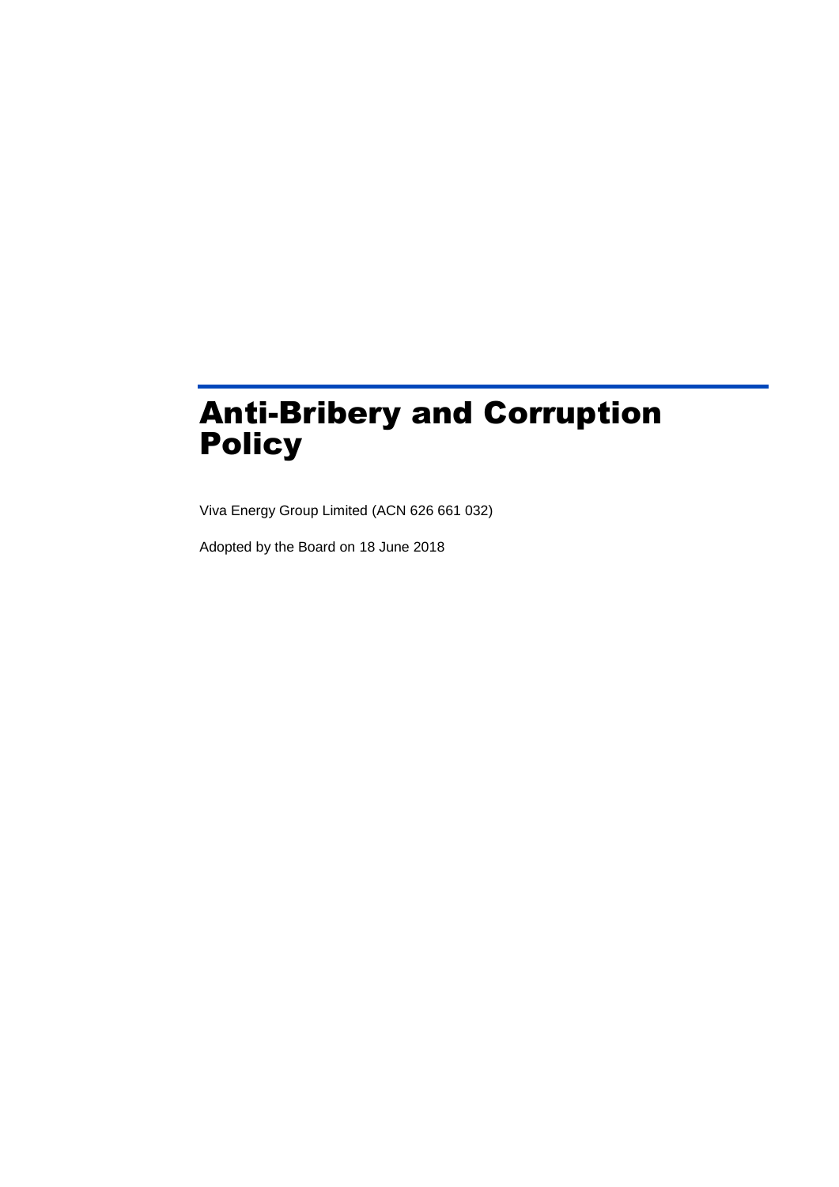# Anti-Bribery and Corruption Policy

Viva Energy Group Limited (ACN 626 661 032)

Adopted by the Board on 18 June 2018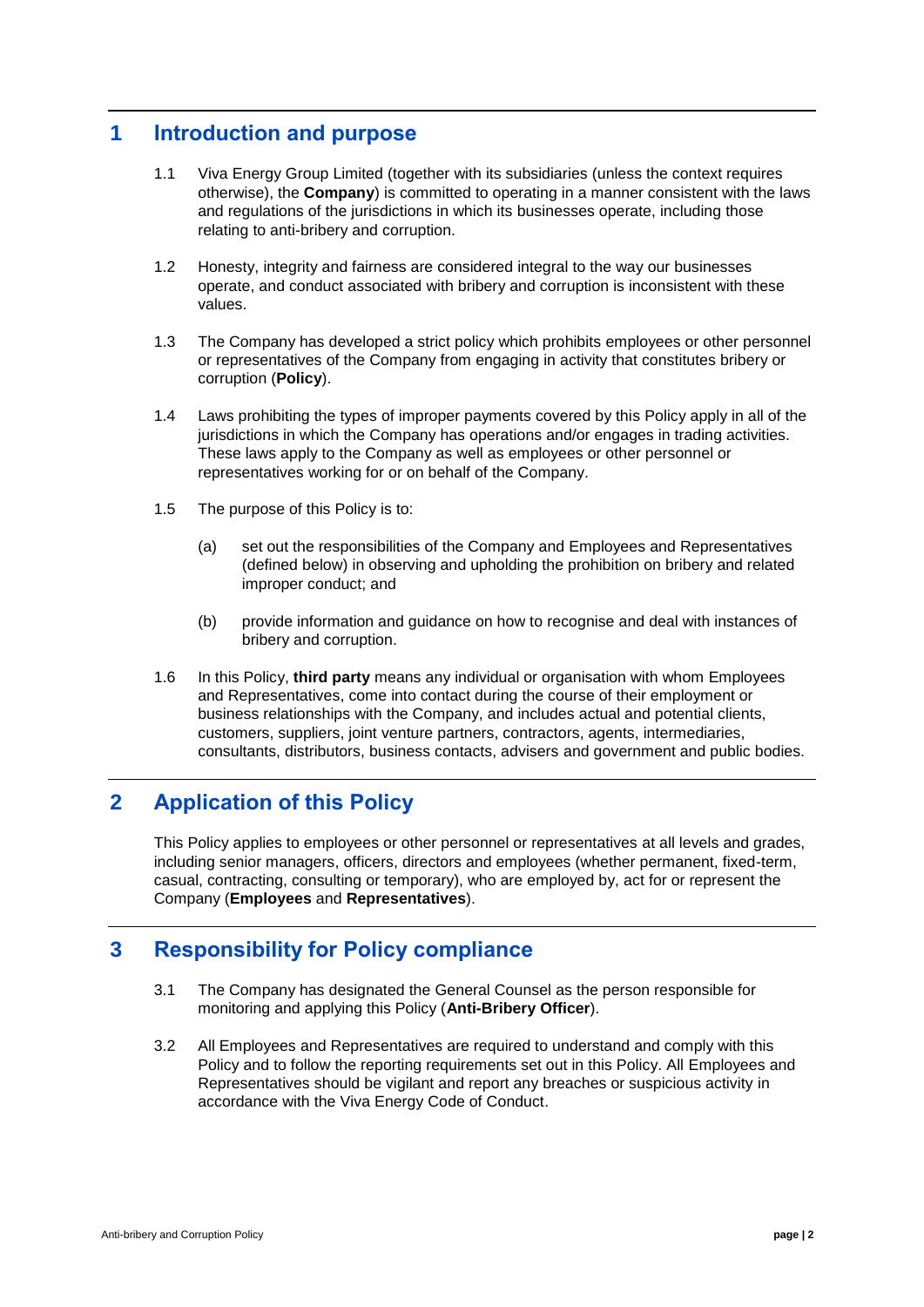## 1 Introduction and purpose

1.1 Viva Energy Group Limited (together with its subsidiaries (unless the context requires otherwise), the **Company**) is committed to operating in a manner consistent with the laws and regulations of the jurisdictions in which its businesses operate, including those relating to anti-bribery and corruption.

1.2 Honesty, integrity and fairness are considered integral to the way our businesses operate, and conduct associated with bribery and corruption is inconsistent with these values.

1.3 The Company has developed a strict policy which prohibits employees or other personnel or representatives of the Company from engaging in activity that constitutes bribery or corruption (**Policy**).

1.4 Laws prohibiting the types of improper payments covered by this Policy apply in all of the jurisdictions in which the Company has operations and/or engages in trading activities. These laws apply to the Company as well as employees or other personnel or representatives working for or on behalf of the Company.

1.5 The purpose of this Policy is to:

(a) set out the responsibilities of the Company and Employees and Representatives (defined below) in observing and upholding the prohibition on bribery and related improper conduct; and

(b) provide information and guidance on how to recognise and deal with instances of bribery and corruption.

1.6 In this Policy, **third party** means any individual or organisation with whom Employees and Representatives, come into contact during the course of their employment or business relationships with the Company, and includes actual and potential clients, customers, suppliers, joint venture partners, contractors, agents, intermediaries, consultants, distributors, business contacts, advisers and government and public bodies.

## 2 Application of this Policy

This Policy applies to employees or other personnel or representatives at all levels and grades, including senior managers, officers, directors and employees (whether permanent, fixed-term, casual, contracting, consulting or temporary), who are employed by, act for or represent the Company (**Employees** and **Representatives**).

## 3 Responsibility for Policy compliance

3.1 The Company has designated the General Counsel as the person responsible for monitoring and applying this Policy (**Anti-Bribery Officer**).

3.2 All Employees and Representatives are required to understand and comply with this Policy and to follow the reporting requirements set out in this Policy. All Employees and Representatives should be vigilant and report any breaches or suspicious activity in accordance with the Viva Energy Code of Conduct.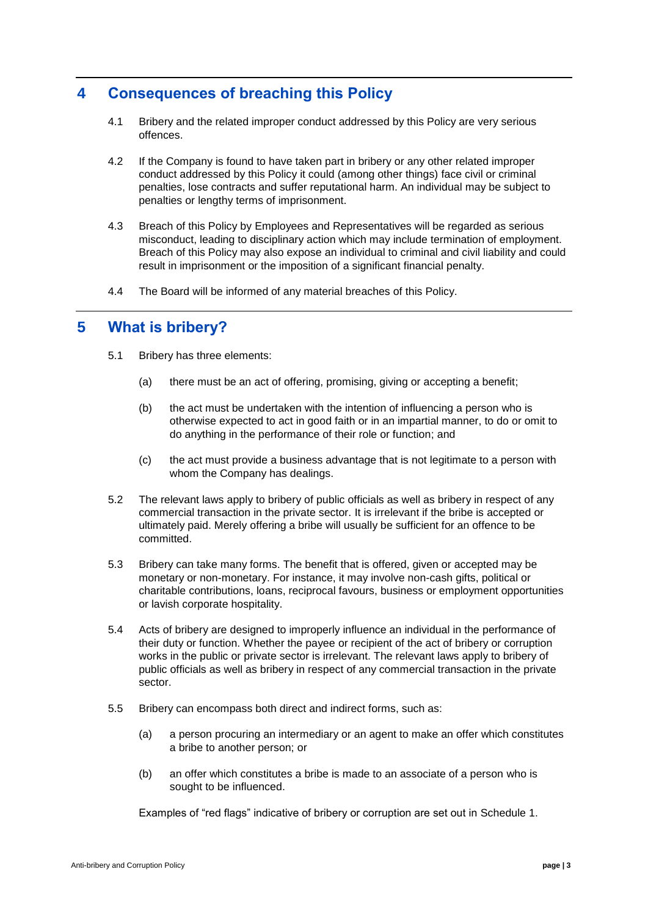## 4 Consequences of breaching this Policy

4.1 Bribery and the related improper conduct addressed by this Policy are very serious offences.

4.2 If the Company is found to have taken part in bribery or any other related improper conduct addressed by this Policy it could (among other things) face civil or criminal penalties, lose contracts and suffer reputational harm. An individual may be subject to penalties or lengthy terms of imprisonment.

4.3 Breach of this Policy by Employees and Representatives will be regarded as serious misconduct, leading to disciplinary action which may include termination of employment. Breach of this Policy may also expose an individual to criminal and civil liability and could result in imprisonment or the imposition of a significant financial penalty.

4.4 The Board will be informed of any material breaches of this Policy.

## 5 What is bribery?

5.1 Bribery has three elements:

(a) there must be an act of offering, promising, giving or accepting a benefit;

(b) the act must be undertaken with the intention of influencing a person who is otherwise expected to act in good faith or in an impartial manner, to do or omit to do anything in the performance of their role or function; and

(c) the act must provide a business advantage that is not legitimate to a person with whom the Company has dealings.

5.2 The relevant laws apply to bribery of public officials as well as bribery in respect of any commercial transaction in the private sector. It is irrelevant if the bribe is accepted or ultimately paid. Merely offering a bribe will usually be sufficient for an offence to be committed.

5.3 Bribery can take many forms. The benefit that is offered, given or accepted may be monetary or non-monetary. For instance, it may involve non-cash gifts, political or charitable contributions, loans, reciprocal favours, business or employment opportunities or lavish corporate hospitality.

5.4 Acts of bribery are designed to improperly influence an individual in the performance of their duty or function. Whether the payee or recipient of the act of bribery or corruption works in the public or private sector is irrelevant. The relevant laws apply to bribery of public officials as well as bribery in respect of any commercial transaction in the private sector.

5.5 Bribery can encompass both direct and indirect forms, such as:

(a) a person procuring an intermediary or an agent to make an offer which constitutes a bribe to another person; or

(b) an offer which constitutes a bribe is made to an associate of a person who is sought to be influenced.

Examples of "red flags" indicative of bribery or corruption are set out in Schedule 1.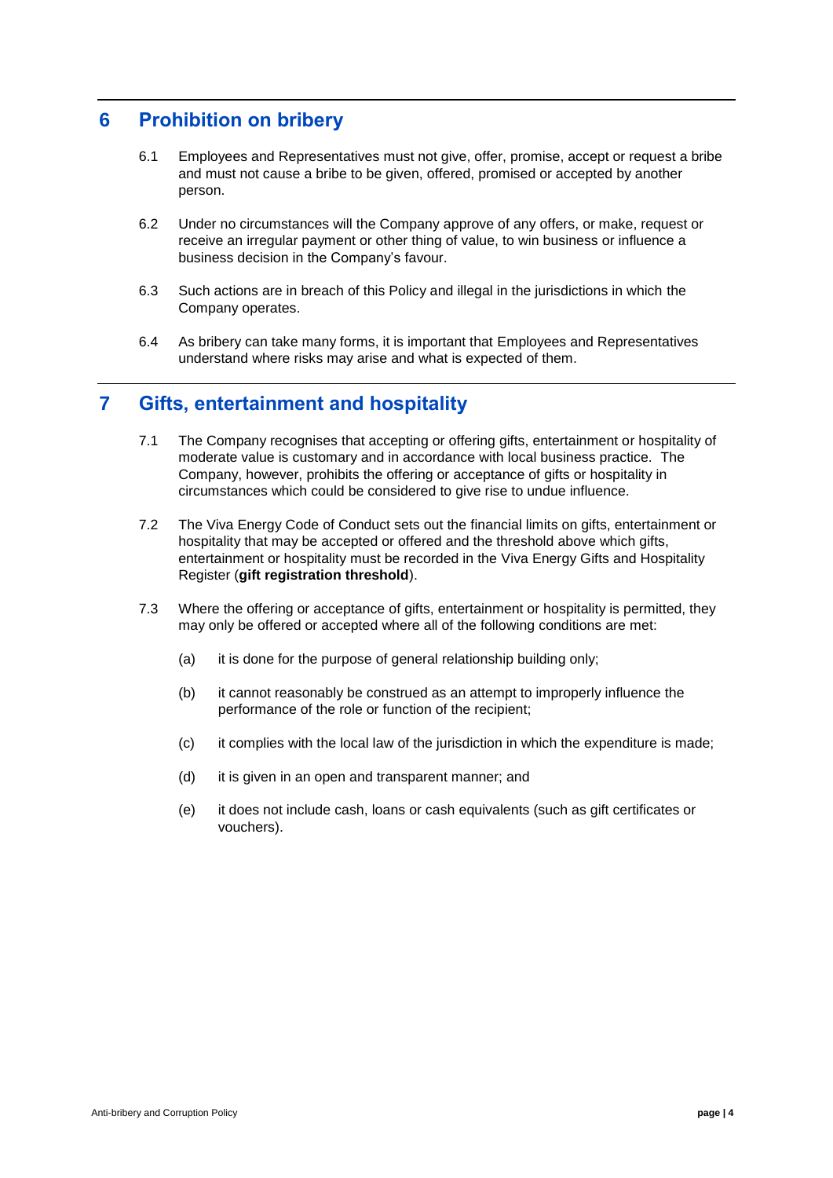## 6 Prohibition on bribery

6.1 Employees and Representatives must not give, offer, promise, accept or request a bribe and must not cause a bribe to be given, offered, promised or accepted by another person.

6.2 Under no circumstances will the Company approve of any offers, or make, request or receive an irregular payment or other thing of value, to win business or influence a business decision in the Company's favour.

6.3 Such actions are in breach of this Policy and illegal in the jurisdictions in which the Company operates.

6.4 As bribery can take many forms, it is important that Employees and Representatives understand where risks may arise and what is expected of them.

## 7 Gifts, entertainment and hospitality

7.1 The Company recognises that accepting or offering gifts, entertainment or hospitality of moderate value is customary and in accordance with local business practice. The Company, however, prohibits the offering or acceptance of gifts or hospitality in circumstances which could be considered to give rise to undue influence.

7.2 The Viva Energy Code of Conduct sets out the financial limits on gifts, entertainment or hospitality that may be accepted or offered and the threshold above which gifts, entertainment or hospitality must be recorded in the Viva Energy Gifts and Hospitality Register (**gift registration threshold**).

7.3 Where the offering or acceptance of gifts, entertainment or hospitality is permitted, they may only be offered or accepted where all of the following conditions are met:

(a) it is done for the purpose of general relationship building only;

(b) it cannot reasonably be construed as an attempt to improperly influence the performance of the role or function of the recipient;

(c) it complies with the local law of the jurisdiction in which the expenditure is made;

(d) it is given in an open and transparent manner; and

(e) it does not include cash, loans or cash equivalents (such as gift certificates or vouchers).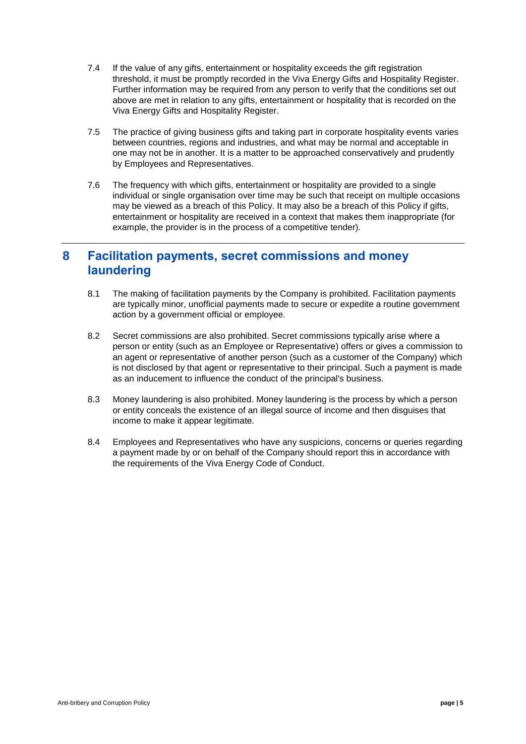7.4 If the value of any gifts, entertainment or hospitality exceeds the gift registration threshold, it must be promptly recorded in the Viva Energy Gifts and Hospitality Register. Further information may be required from any person to verify that the conditions set out above are met in relation to any gifts, entertainment or hospitality that is recorded on the Viva Energy Gifts and Hospitality Register.

7.5 The practice of giving business gifts and taking part in corporate hospitality events varies between countries, regions and industries, and what may be normal and acceptable in one may not be in another. It is a matter to be approached conservatively and prudently by Employees and Representatives.

7.6 The frequency with which gifts, entertainment or hospitality are provided to a single individual or single organisation over time may be such that receipt on multiple occasions may be viewed as a breach of this Policy. It may also be a breach of this Policy if gifts, entertainment or hospitality are received in a context that makes them inappropriate (for example, the provider is in the process of a competitive tender).

## 8 Facilitation payments, secret commissions and money laundering

8.1 The making of facilitation payments by the Company is prohibited. Facilitation payments are typically minor, unofficial payments made to secure or expedite a routine government action by a government official or employee.

8.2 Secret commissions are also prohibited. Secret commissions typically arise where a person or entity (such as an Employee or Representative) offers or gives a commission to an agent or representative of another person (such as a customer of the Company) which is not disclosed by that agent or representative to their principal. Such a payment is made as an inducement to influence the conduct of the principal's business.

8.3 Money laundering is also prohibited. Money laundering is the process by which a person or entity conceals the existence of an illegal source of income and then disguises that income to make it appear legitimate.

8.4 Employees and Representatives who have any suspicions, concerns or queries regarding a payment made by or on behalf of the Company should report this in accordance with the requirements of the Viva Energy Code of Conduct.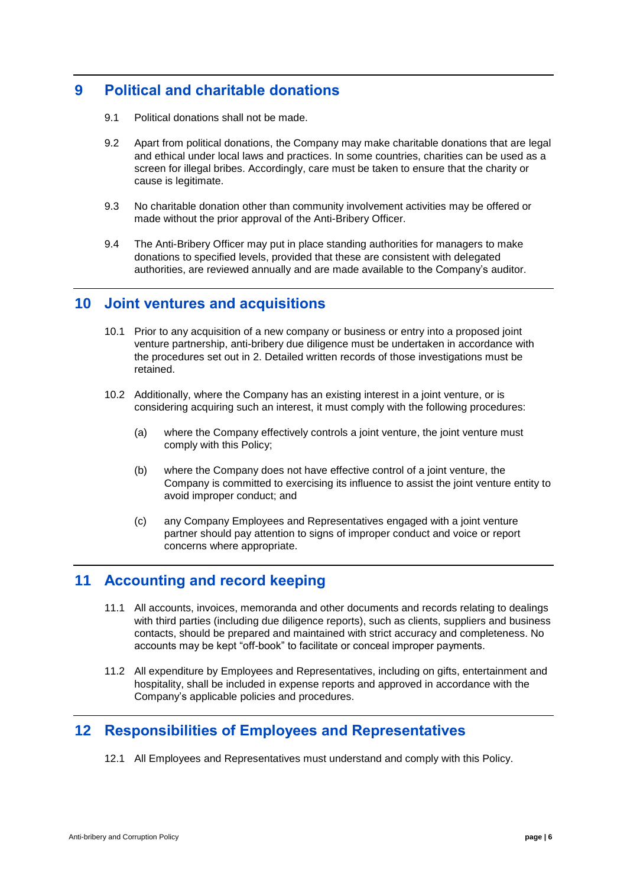## 9 Political and charitable donations

9.1 Political donations shall not be made.

9.2 Apart from political donations, the Company may make charitable donations that are legal and ethical under local laws and practices. In some countries, charities can be used as a screen for illegal bribes. Accordingly, care must be taken to ensure that the charity or cause is legitimate.

9.3 No charitable donation other than community involvement activities may be offered or made without the prior approval of the Anti-Bribery Officer.

9.4 The Anti-Bribery Officer may put in place standing authorities for managers to make donations to specified levels, provided that these are consistent with delegated authorities, are reviewed annually and are made available to the Company's auditor.

## 10 Joint ventures and acquisitions

10.1 Prior to any acquisition of a new company or business or entry into a proposed joint venture partnership, anti-bribery due diligence must be undertaken in accordance with the procedures set out in 2. Detailed written records of those investigations must be retained.

10.2 Additionally, where the Company has an existing interest in a joint venture, or is considering acquiring such an interest, it must comply with the following procedures:

(a) where the Company effectively controls a joint venture, the joint venture must comply with this Policy;

(b) where the Company does not have effective control of a joint venture, the Company is committed to exercising its influence to assist the joint venture entity to avoid improper conduct; and

(c) any Company Employees and Representatives engaged with a joint venture partner should pay attention to signs of improper conduct and voice or report concerns where appropriate.

## 11 Accounting and record keeping

11.1 All accounts, invoices, memoranda and other documents and records relating to dealings with third parties (including due diligence reports), such as clients, suppliers and business contacts, should be prepared and maintained with strict accuracy and completeness. No accounts may be kept "off-book" to facilitate or conceal improper payments.

11.2 All expenditure by Employees and Representatives, including on gifts, entertainment and hospitality, shall be included in expense reports and approved in accordance with the Company's applicable policies and procedures.

## 12 Responsibilities of Employees and Representatives

12.1 All Employees and Representatives must understand and comply with this Policy.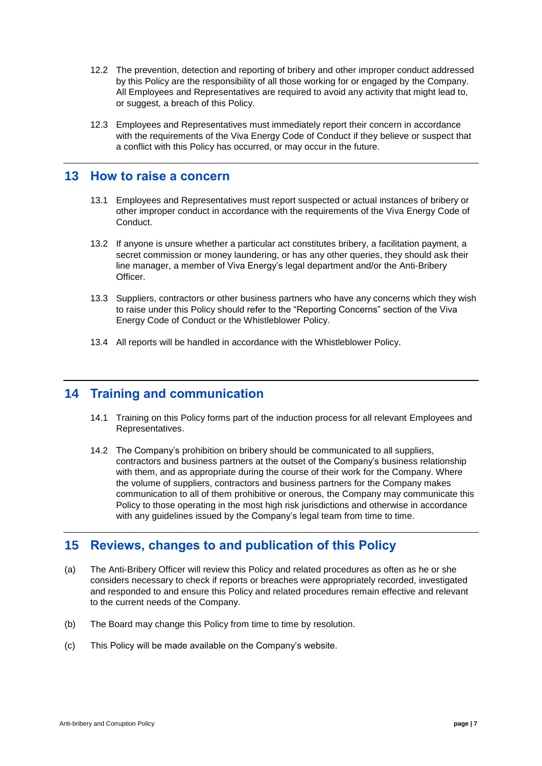12.2 The prevention, detection and reporting of bribery and other improper conduct addressed by this Policy are the responsibility of all those working for or engaged by the Company. All Employees and Representatives are required to avoid any activity that might lead to, or suggest, a breach of this Policy.

12.3 Employees and Representatives must immediately report their concern in accordance with the requirements of the Viva Energy Code of Conduct if they believe or suspect that a conflict with this Policy has occurred, or may occur in the future.

## 13 How to raise a concern

13.1 Employees and Representatives must report suspected or actual instances of bribery or other improper conduct in accordance with the requirements of the Viva Energy Code of Conduct.

13.2 If anyone is unsure whether a particular act constitutes bribery, a facilitation payment, a secret commission or money laundering, or has any other queries, they should ask their line manager, a member of Viva Energy's legal department and/or the Anti-Bribery Officer.

13.3 Suppliers, contractors or other business partners who have any concerns which they wish to raise under this Policy should refer to the "Reporting Concerns" section of the Viva Energy Code of Conduct or the Whistleblower Policy.

13.4 All reports will be handled in accordance with the Whistleblower Policy.

## 14 Training and communication

14.1 Training on this Policy forms part of the induction process for all relevant Employees and Representatives.

14.2 The Company's prohibition on bribery should be communicated to all suppliers, contractors and business partners at the outset of the Company's business relationship with them, and as appropriate during the course of their work for the Company. Where the volume of suppliers, contractors and business partners for the Company makes communication to all of them prohibitive or onerous, the Company may communicate this Policy to those operating in the most high risk jurisdictions and otherwise in accordance with any guidelines issued by the Company's legal team from time to time.

## 15 Reviews, changes to and publication of this Policy

(a) The Anti-Bribery Officer will review this Policy and related procedures as often as he or she considers necessary to check if reports or breaches were appropriately recorded, investigated and responded to and ensure this Policy and related procedures remain effective and relevant to the current needs of the Company.

(b) The Board may change this Policy from time to time by resolution.

(c) This Policy will be made available on the Company's website.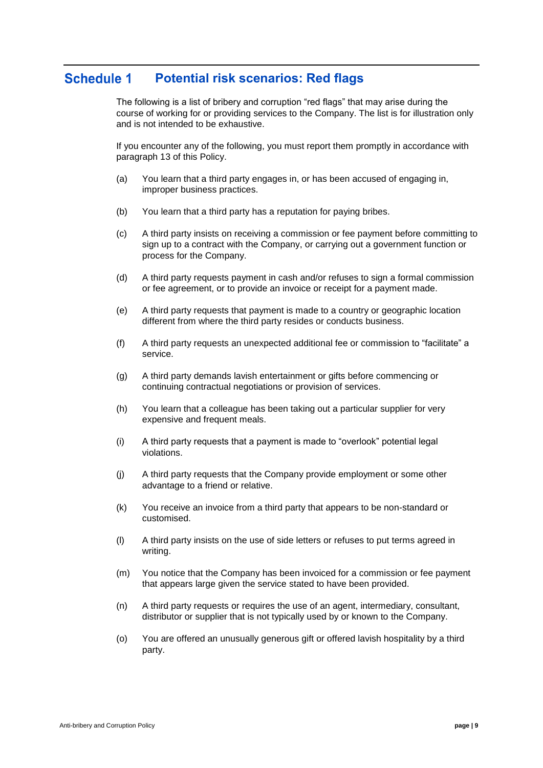## Schedule 1 Potential risk scenarios: Red flags

The following is a list of bribery and corruption "red flags" that may arise during the course of working for or providing services to the Company. The list is for illustration only and is not intended to be exhaustive.

If you encounter any of the following, you must report them promptly in accordance with paragraph 13 of this Policy.

(a) You learn that a third party engages in, or has been accused of engaging in, improper business practices.

(b) You learn that a third party has a reputation for paying bribes.

(c) A third party insists on receiving a commission or fee payment before committing to sign up to a contract with the Company, or carrying out a government function or process for the Company.

(d) A third party requests payment in cash and/or refuses to sign a formal commission or fee agreement, or to provide an invoice or receipt for a payment made.

(e) A third party requests that payment is made to a country or geographic location different from where the third party resides or conducts business.

(f) A third party requests an unexpected additional fee or commission to "facilitate" a service.

(g) A third party demands lavish entertainment or gifts before commencing or continuing contractual negotiations or provision of services.

(h) You learn that a colleague has been taking out a particular supplier for very expensive and frequent meals.

(i) A third party requests that a payment is made to "overlook" potential legal violations.

(j) A third party requests that the Company provide employment or some other advantage to a friend or relative.

(k) You receive an invoice from a third party that appears to be non-standard or customised.

(l) A third party insists on the use of side letters or refuses to put terms agreed in writing.

(m) You notice that the Company has been invoiced for a commission or fee payment that appears large given the service stated to have been provided.

(n) A third party requests or requires the use of an agent, intermediary, consultant, distributor or supplier that is not typically used by or known to the Company.

(o) You are offered an unusually generous gift or offered lavish hospitality by a third party.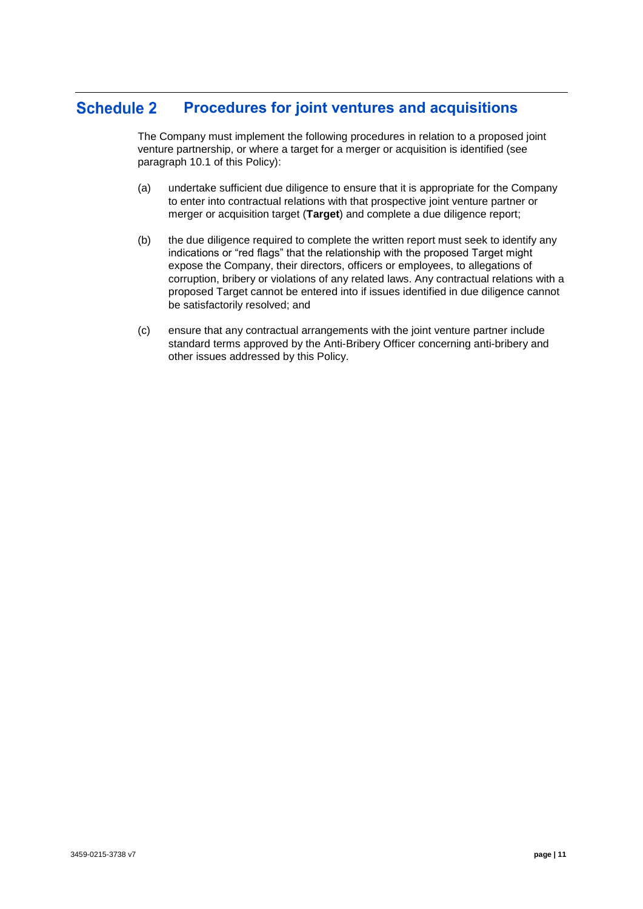## Schedule 2 Procedures for joint ventures and acquisitions

The Company must implement the following procedures in relation to a proposed joint venture partnership, or where a target for a merger or acquisition is identified (see paragraph 10.1 of this Policy):

(a) undertake sufficient due diligence to ensure that it is appropriate for the Company to enter into contractual relations with that prospective joint venture partner or merger or acquisition target (**Target**) and complete a due diligence report;

(b) the due diligence required to complete the written report must seek to identify any indications or "red flags" that the relationship with the proposed Target might expose the Company, their directors, officers or employees, to allegations of corruption, bribery or violations of any related laws. Any contractual relations with a proposed Target cannot be entered into if issues identified in due diligence cannot be satisfactorily resolved; and

(c) ensure that any contractual arrangements with the joint venture partner include standard terms approved by the Anti-Bribery Officer concerning anti-bribery and other issues addressed by this Policy.